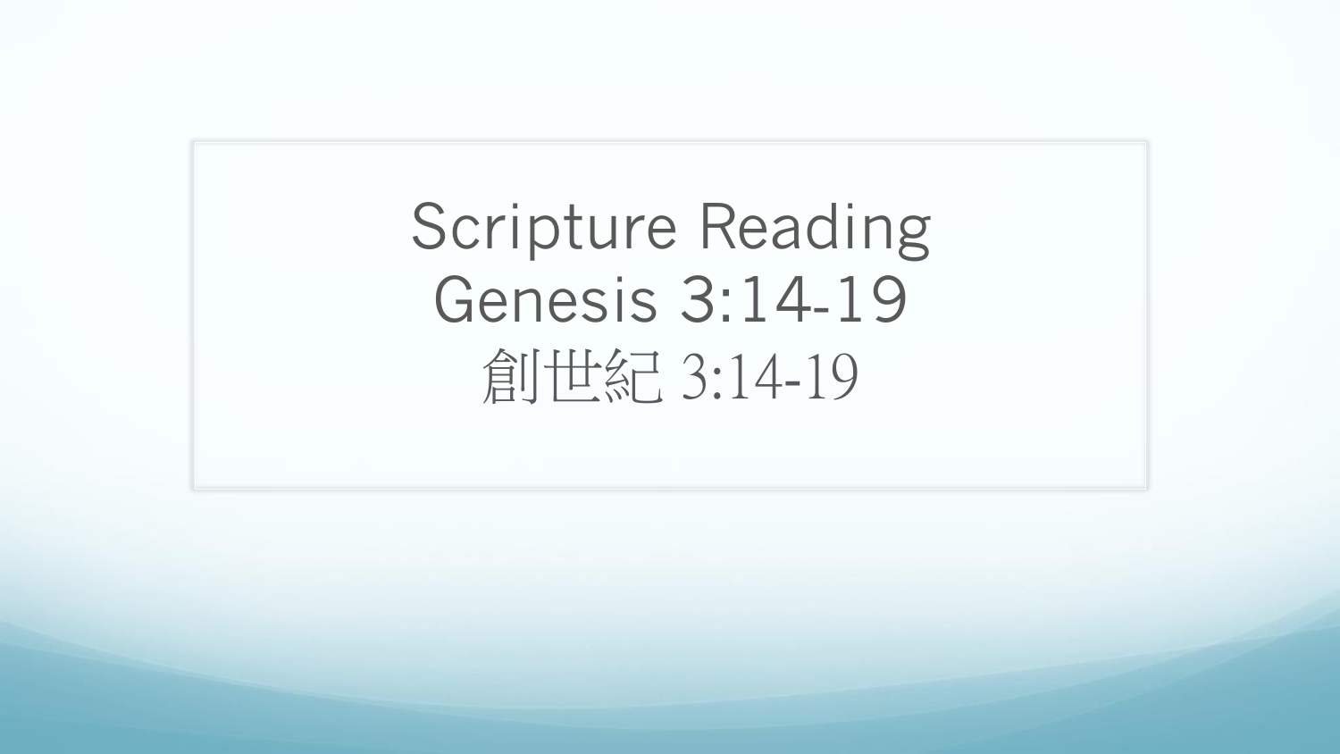# Scripture Reading
# Genesis 3:14-19
# 創世紀 3:14-19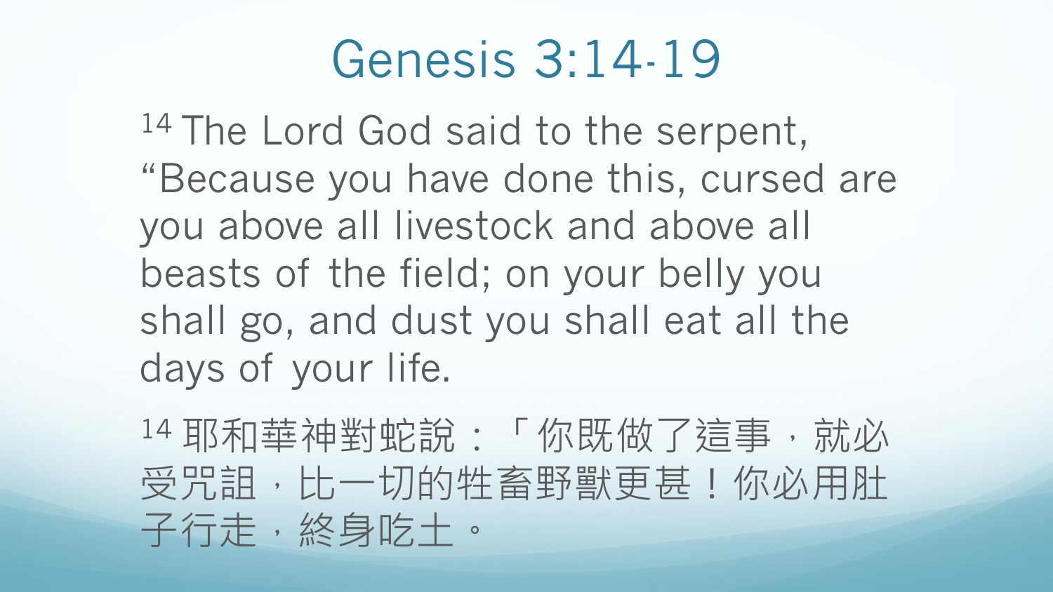# Genesis 3:14-19

[14] The Lord God said to the serpent, “Because you have done this, cursed are you above all livestock and above all beasts of the field; on your belly you shall go, and dust you shall eat all the days of your life.

[14] 耶和華神對蛇說：「你既做了這事，就必受咒詛，比一切的牲畜野獸更甚！你必用肚子行走，終身吃土。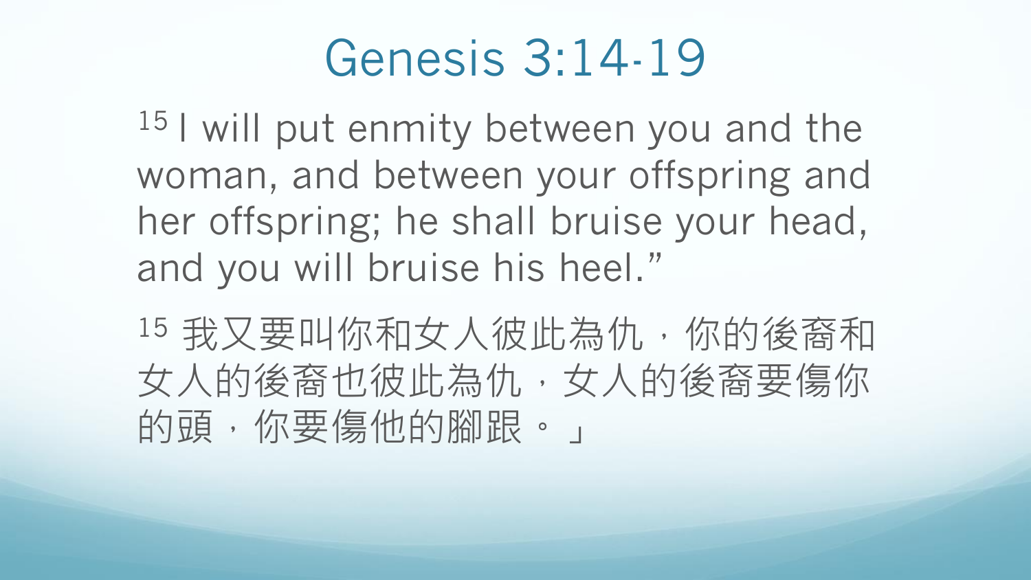# Genesis 3:14-19

[15] I will put enmity between you and the woman, and between your offspring and her offspring; he shall bruise your head, and you will bruise his heel."

[15] 我又要叫你和女人彼此為仇，你的後裔和女人的後裔也彼此為仇，女人的後裔要傷你的頭，你要傷他的腳跟。」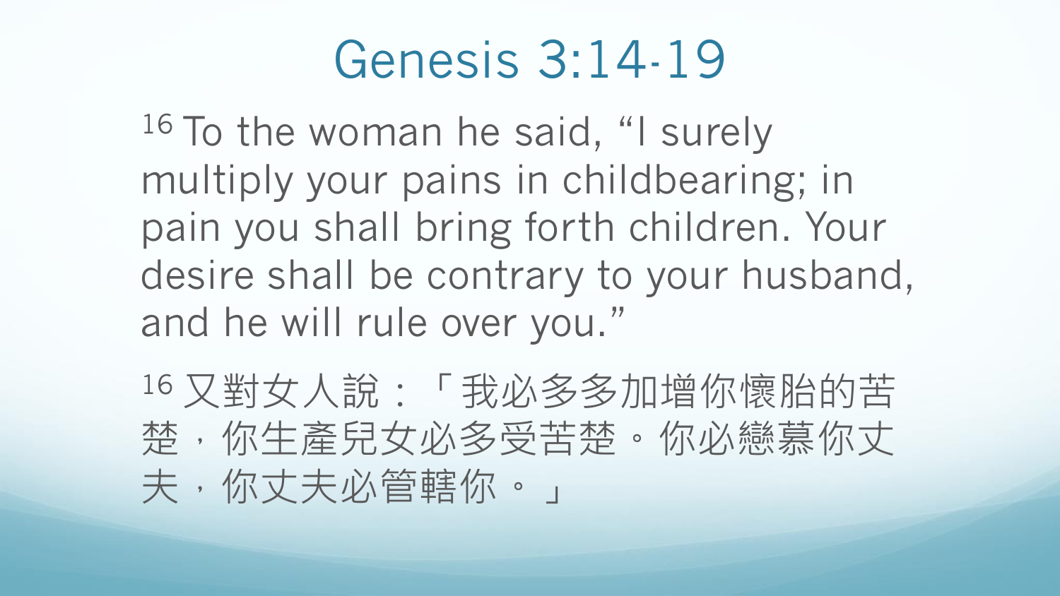# Genesis 3:14-19

[16] To the woman he said, “I surely multiply your pains in childbearing; in pain you shall bring forth children. Your desire shall be contrary to your husband, and he will rule over you.”

[16] 又對女人說：「我必多多加增你懷胎的苦楚，你生產兒女必多受苦楚。你必戀慕你丈夫，你丈夫必管轄你。」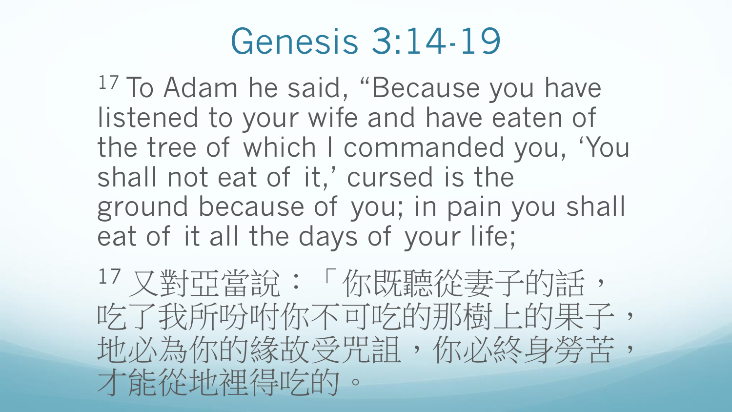# Genesis 3:14-19

[17] To Adam he said, “Because you have listened to your wife and have eaten of the tree of which I commanded you, ‘You shall not eat of it,’ cursed is the ground because of you; in pain you shall eat of it all the days of your life;

[17] 又對亞當說：「你既聽從妻子的話，吃了我所吩咐你不可吃的那樹上的果子，地必為你的緣故受咒詛，你必終身勞苦，才能從地裡得吃的。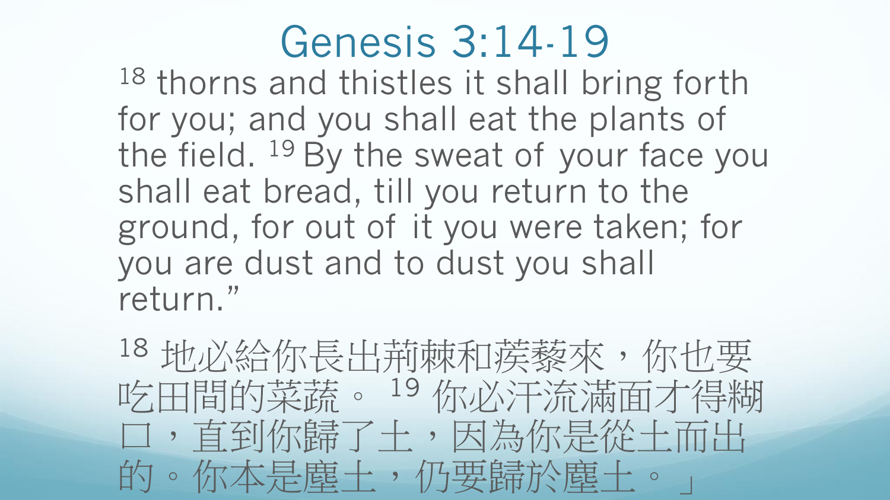# Genesis 3:14-19

[18] thorns and thistles it shall bring forth for you; and you shall eat the plants of the field. [19] By the sweat of your face you shall eat bread, till you return to the ground, for out of it you were taken; for you are dust and to dust you shall return."

[18] 地必給你長出荊棘和蒺藜來，你也要吃田間的菜蔬。 [19] 你必汗流滿面才得糊口，直到你歸了土，因為你是從土而出的。你本是塵土，仍要歸於塵土。」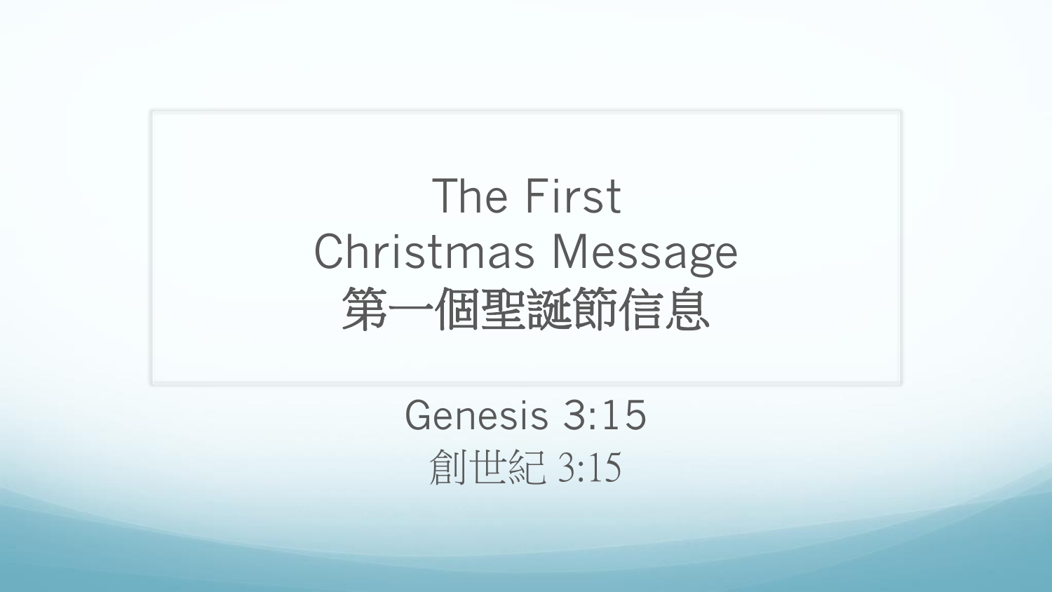# The First Christmas Message
# 第一個聖誕節信息

Genesis 3:15

創世紀 3:15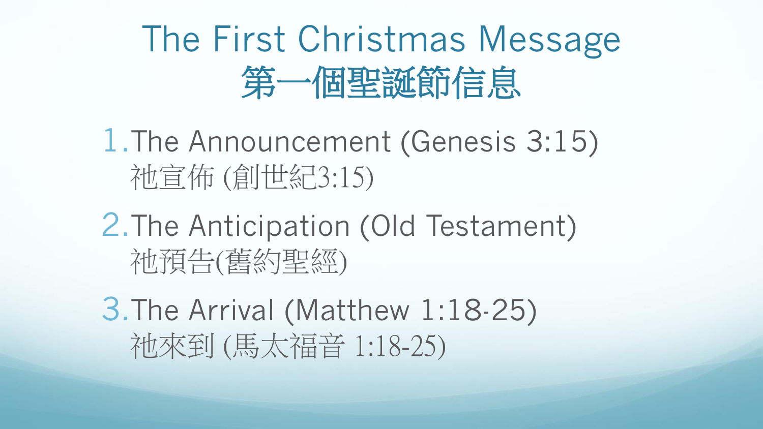# The First Christmas Message
# 第一個聖誕節信息

1. The Announcement (Genesis 3:15)
   祂宣佈 (創世紀3:15)
2. The Anticipation (Old Testament)
   祂預告(舊約聖經)
3. The Arrival (Matthew 1:18-25)
   祂來到 (馬太福音 1:18-25)